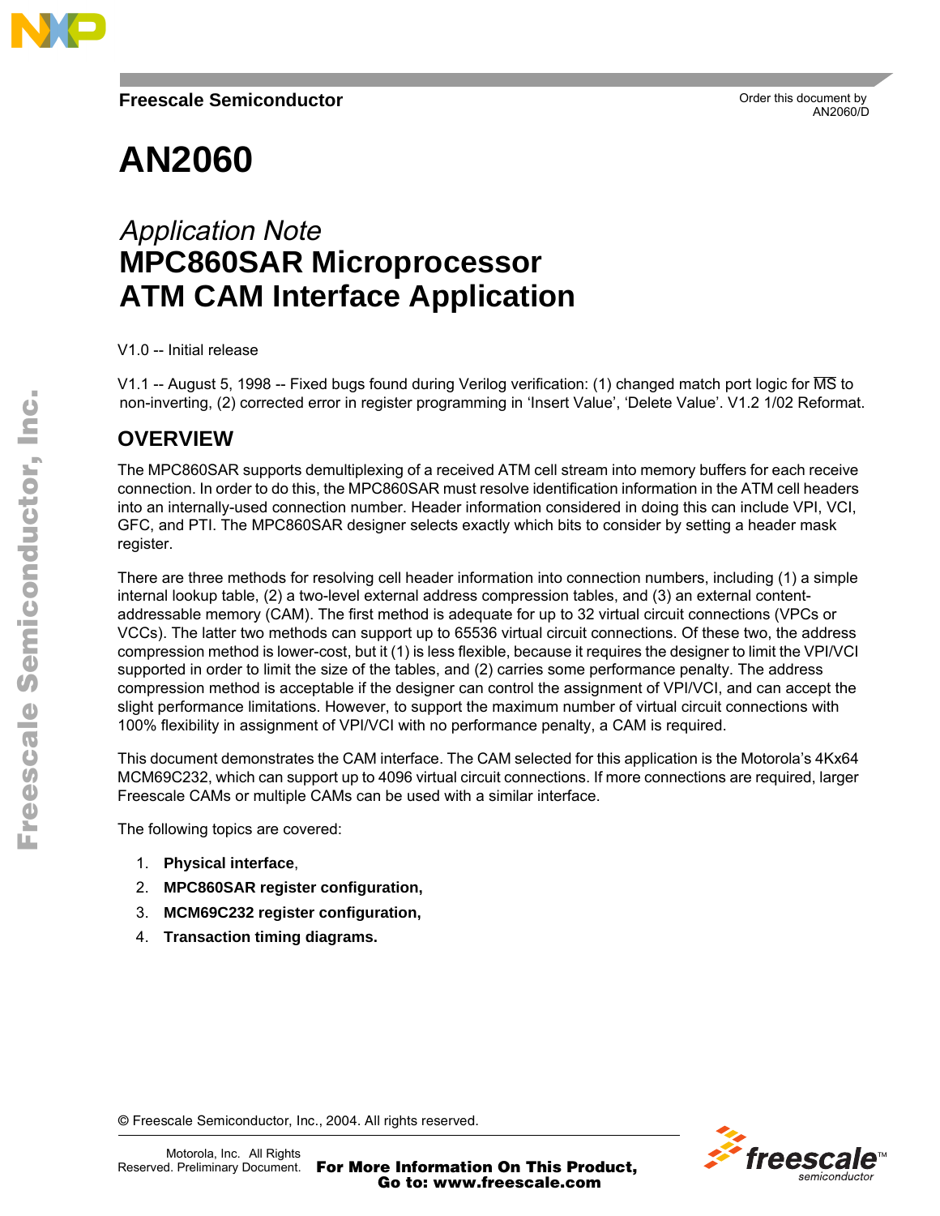Freescale Semiconductor

Order this document by
AN2060/D

# AN2060

## *Application Note*
## MPC860SAR Microprocessor ATM CAM Interface Application

V1.0 -- Initial release

V1.1 -- August 5, 1998 -- Fixed bugs found during Verilog verification: (1) changed match port logic for $\overline{\text{MS}}$ to non-inverting, (2) corrected error in register programming in 'Insert Value', 'Delete Value'. V1.2 1/02 Reformat.

## OVERVIEW

The MPC860SAR supports demultiplexing of a received ATM cell stream into memory buffers for each receive connection. In order to do this, the MPC860SAR must resolve identification information in the ATM cell headers into an internally-used connection number. Header information considered in doing this can include VPI, VCI, GFC, and PTI. The MPC860SAR designer selects exactly which bits to consider by setting a header mask register.

There are three methods for resolving cell header information into connection numbers, including (1) a simple internal lookup table, (2) a two-level external address compression tables, and (3) an external content-addressable memory (CAM). The first method is adequate for up to 32 virtual circuit connections (VPCs or VCCs). The latter two methods can support up to 65536 virtual circuit connections. Of these two, the address compression method is lower-cost, but it (1) is less flexible, because it requires the designer to limit the VPI/VCI supported in order to limit the size of the tables, and (2) carries some performance penalty. The address compression method is acceptable if the designer can control the assignment of VPI/VCI, and can accept the slight performance limitations. However, to support the maximum number of virtual circuit connections with 100% flexibility in assignment of VPI/VCI with no performance penalty, a CAM is required.

This document demonstrates the CAM interface. The CAM selected for this application is the Motorola's 4Kx64 MCM69C232, which can support up to 4096 virtual circuit connections. If more connections are required, larger Freescale CAMs or multiple CAMs can be used with a similar interface.

The following topics are covered:

1. **Physical interface**,
2. **MPC860SAR register configuration,**
3. **MCM69C232 register configuration,**
4. **Transaction timing diagrams.**

© Freescale Semiconductor, Inc., 2004. All rights reserved.

Motorola, Inc. All Rights Reserved. Preliminary Document.

**For More Information On This Product, Go to: www.freescale.com**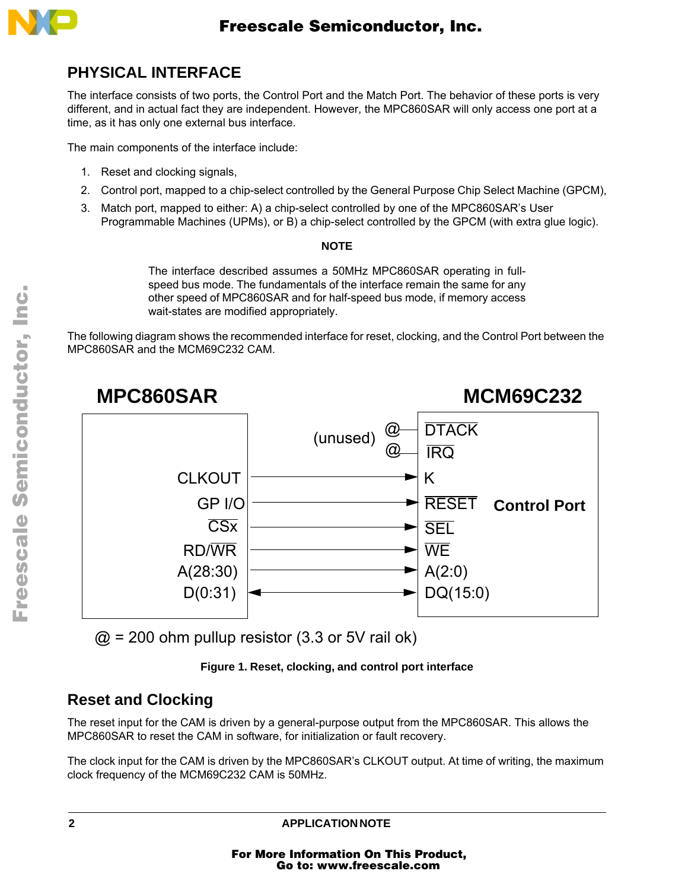## PHYSICAL INTERFACE

The interface consists of two ports, the Control Port and the Match Port. The behavior of these ports is very different, and in actual fact they are independent. However, the MPC860SAR will only access one port at a time, as it has only one external bus interface.

The main components of the interface include:

1. Reset and clocking signals,
2. Control port, mapped to a chip-select controlled by the General Purpose Chip Select Machine (GPCM),
3. Match port, mapped to either: A) a chip-select controlled by one of the MPC860SAR's User Programmable Machines (UPMs), or B) a chip-select controlled by the GPCM (with extra glue logic).

**NOTE**

The interface described assumes a 50MHz MPC860SAR operating in full-speed bus mode. The fundamentals of the interface remain the same for any other speed of MPC860SAR and for half-speed bus mode, if memory access wait-states are modified appropriately.

The following diagram shows the recommended interface for reset, clocking, and the Control Port between the MPC860SAR and the MCM69C232 CAM.

| MPC860SAR | | MCM69C232 (Control Port) |
|---|---|---|
| | (unused) @ | $\overline{DTACK}$ |
| | (unused) @ | $\overline{IRQ}$ |
| CLKOUT | → | K |
| GP I/O | → | $\overline{RESET}$ |
| $\overline{CSx}$ | → | $\overline{SEL}$ |
| RD/$\overline{WR}$ | → | $\overline{WE}$ |
| A(28:30) | → | A(2:0) |
| D(0:31) | ↔ | DQ(15:0) |

@ = 200 ohm pullup resistor (3.3 or 5V rail ok)

**Figure 1. Reset, clocking, and control port interface**

### Reset and Clocking

The reset input for the CAM is driven by a general-purpose output from the MPC860SAR. This allows the MPC860SAR to reset the CAM in software, for initialization or fault recovery.

The clock input for the CAM is driven by the MPC860SAR's CLKOUT output. At time of writing, the maximum clock frequency of the MCM69C232 CAM is 50MHz.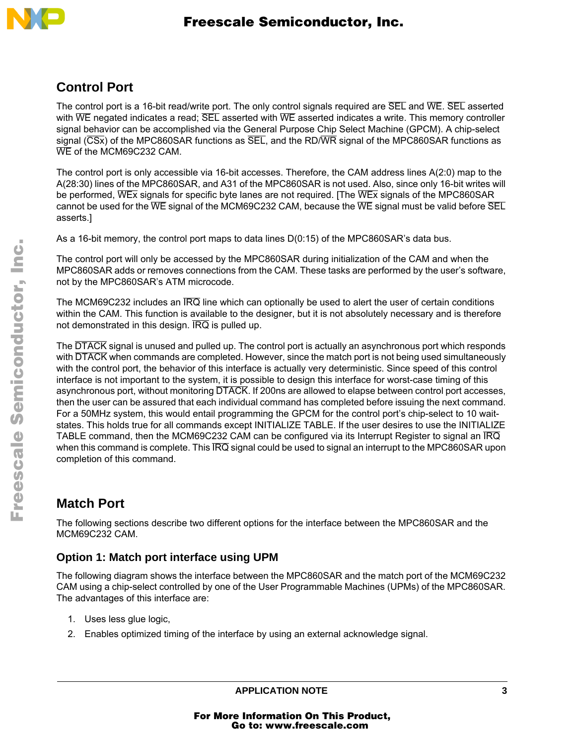## Control Port

The control port is a 16-bit read/write port. The only control signals required are SEL and WE. SEL asserted with WE negated indicates a read; SEL asserted with WE asserted indicates a write. This memory controller signal behavior can be accomplished via the General Purpose Chip Select Machine (GPCM). A chip-select signal (CSx) of the MPC860SAR functions as SEL, and the RD/WR signal of the MPC860SAR functions as WE of the MCM69C232 CAM.

The control port is only accessible via 16-bit accesses. Therefore, the CAM address lines A(2:0) map to the A(28:30) lines of the MPC860SAR, and A31 of the MPC860SAR is not used. Also, since only 16-bit writes will be performed, WEx signals for specific byte lanes are not required. [The WEx signals of the MPC860SAR cannot be used for the WE signal of the MCM69C232 CAM, because the WE signal must be valid before SEL asserts.]

As a 16-bit memory, the control port maps to data lines D(0:15) of the MPC860SAR's data bus.

The control port will only be accessed by the MPC860SAR during initialization of the CAM and when the MPC860SAR adds or removes connections from the CAM. These tasks are performed by the user's software, not by the MPC860SAR's ATM microcode.

The MCM69C232 includes an IRQ line which can optionally be used to alert the user of certain conditions within the CAM. This function is available to the designer, but it is not absolutely necessary and is therefore not demonstrated in this design. IRQ is pulled up.

The DTACK signal is unused and pulled up. The control port is actually an asynchronous port which responds with DTACK when commands are completed. However, since the match port is not being used simultaneously with the control port, the behavior of this interface is actually very deterministic. Since speed of this control interface is not important to the system, it is possible to design this interface for worst-case timing of this asynchronous port, without monitoring DTACK. If 200ns are allowed to elapse between control port accesses, then the user can be assured that each individual command has completed before issuing the next command. For a 50MHz system, this would entail programming the GPCM for the control port's chip-select to 10 wait-states. This holds true for all commands except INITIALIZE TABLE. If the user desires to use the INITIALIZE TABLE command, then the MCM69C232 CAM can be configured via its Interrupt Register to signal an IRQ when this command is complete. This IRQ signal could be used to signal an interrupt to the MPC860SAR upon completion of this command.

## Match Port

The following sections describe two different options for the interface between the MPC860SAR and the MCM69C232 CAM.

### Option 1: Match port interface using UPM

The following diagram shows the interface between the MPC860SAR and the match port of the MCM69C232 CAM using a chip-select controlled by one of the User Programmable Machines (UPMs) of the MPC860SAR. The advantages of this interface are:

1. Uses less glue logic,
2. Enables optimized timing of the interface by using an external acknowledge signal.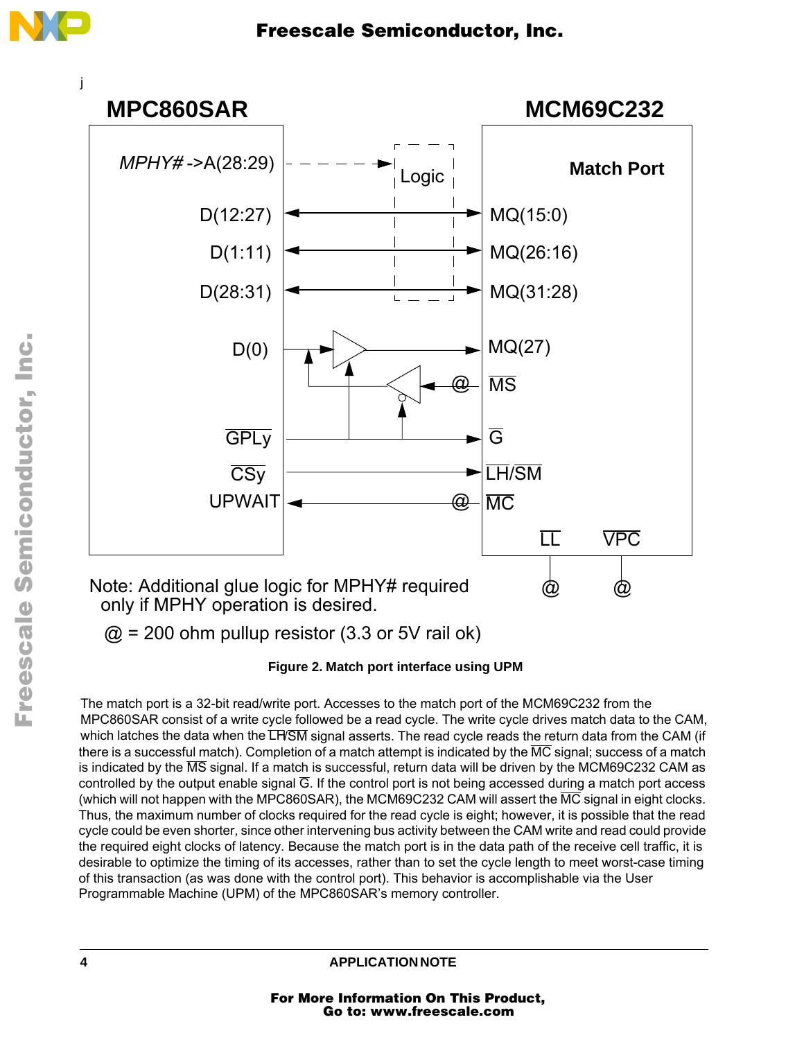j

MPC860SAR MCM69C232

MPHY# ->A(28:29) Logic Match Port

D(12:27) MQ(15:0)

D(1:11) MQ(26:16)

D(28:31) MQ(31:28)

D(0) MQ(27)

@ MS

GPLy G

CSy LH/SM

UPWAIT @ MC

LL VPC

@ @

Note: Additional glue logic for MPHY# required only if MPHY operation is desired.

@ = 200 ohm pullup resistor (3.3 or 5V rail ok)

**Figure 2. Match port interface using UPM**

The match port is a 32-bit read/write port. Accesses to the match port of the MCM69C232 from the MPC860SAR consist of a write cycle followed be a read cycle. The write cycle drives match data to the CAM, which latches the data when the LH/SM signal asserts. The read cycle reads the return data from the CAM (if there is a successful match). Completion of a match attempt is indicated by the MC signal; success of a match is indicated by the MS signal. If a match is successful, return data will be driven by the MCM69C232 CAM as controlled by the output enable signal G. If the control port is not being accessed during a match port access (which will not happen with the MPC860SAR), the MCM69C232 CAM will assert the MC signal in eight clocks. Thus, the maximum number of clocks required for the read cycle is eight; however, it is possible that the read cycle could be even shorter, since other intervening bus activity between the CAM write and read could provide the required eight clocks of latency. Because the match port is in the data path of the receive cell traffic, it is desirable to optimize the timing of its accesses, rather than to set the cycle length to meet worst-case timing of this transaction (as was done with the control port). This behavior is accomplishable via the User Programmable Machine (UPM) of the MPC860SAR's memory controller.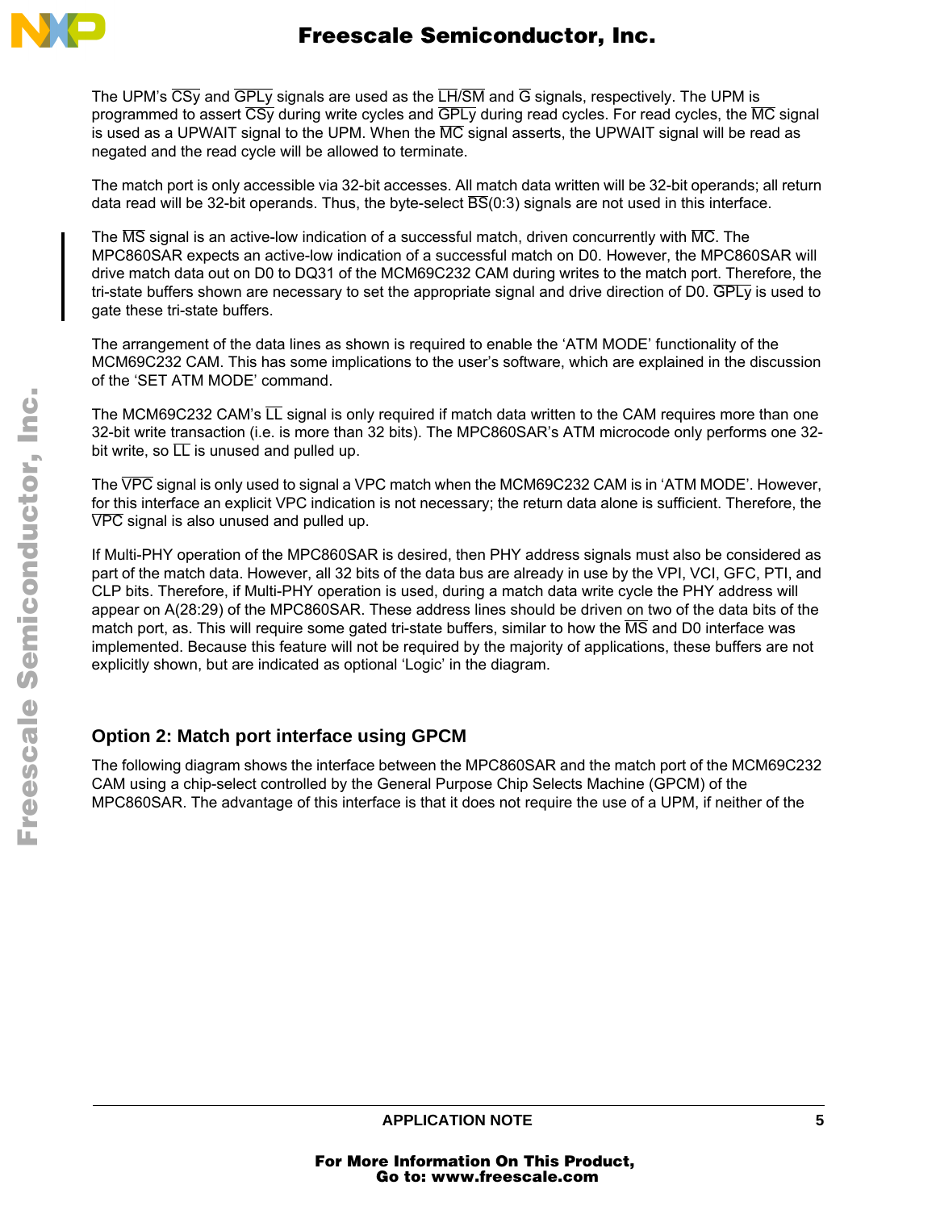The UPM's $\overline{CSy}$ and $\overline{GPLy}$ signals are used as the $\overline{LH/SM}$ and $\overline{G}$ signals, respectively. The UPM is programmed to assert $\overline{CSy}$ during write cycles and $\overline{GPLy}$ during read cycles. For read cycles, the $\overline{MC}$ signal is used as a UPWAIT signal to the UPM. When the $\overline{MC}$ signal asserts, the UPWAIT signal will be read as negated and the read cycle will be allowed to terminate.

The match port is only accessible via 32-bit accesses. All match data written will be 32-bit operands; all return data read will be 32-bit operands. Thus, the byte-select $\overline{BS}$(0:3) signals are not used in this interface.

The $\overline{MS}$ signal is an active-low indication of a successful match, driven concurrently with $\overline{MC}$. The MPC860SAR expects an active-low indication of a successful match on D0. However, the MPC860SAR will drive match data out on D0 to DQ31 of the MCM69C232 CAM during writes to the match port. Therefore, the tri-state buffers shown are necessary to set the appropriate signal and drive direction of D0. $\overline{GPLy}$ is used to gate these tri-state buffers.

The arrangement of the data lines as shown is required to enable the 'ATM MODE' functionality of the MCM69C232 CAM. This has some implications to the user's software, which are explained in the discussion of the 'SET ATM MODE' command.

The MCM69C232 CAM's $\overline{LL}$ signal is only required if match data written to the CAM requires more than one 32-bit write transaction (i.e. is more than 32 bits). The MPC860SAR's ATM microcode only performs one 32-bit write, so $\overline{LL}$ is unused and pulled up.

The $\overline{VPC}$ signal is only used to signal a VPC match when the MCM69C232 CAM is in 'ATM MODE'. However, for this interface an explicit VPC indication is not necessary; the return data alone is sufficient. Therefore, the $\overline{VPC}$ signal is also unused and pulled up.

If Multi-PHY operation of the MPC860SAR is desired, then PHY address signals must also be considered as part of the match data. However, all 32 bits of the data bus are already in use by the VPI, VCI, GFC, PTI, and CLP bits. Therefore, if Multi-PHY operation is used, during a match data write cycle the PHY address will appear on A(28:29) of the MPC860SAR. These address lines should be driven on two of the data bits of the match port, as. This will require some gated tri-state buffers, similar to how the $\overline{MS}$ and D0 interface was implemented. Because this feature will not be required by the majority of applications, these buffers are not explicitly shown, but are indicated as optional 'Logic' in the diagram.

## Option 2: Match port interface using GPCM

The following diagram shows the interface between the MPC860SAR and the match port of the MCM69C232 CAM using a chip-select controlled by the General Purpose Chip Selects Machine (GPCM) of the MPC860SAR. The advantage of this interface is that it does not require the use of a UPM, if neither of the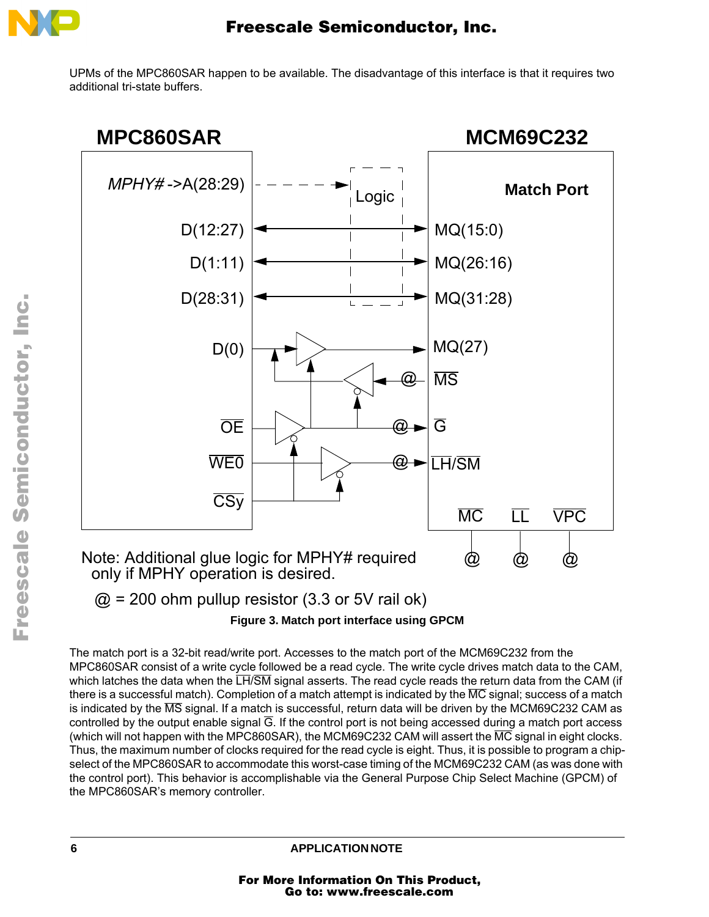UPMs of the MPC860SAR happen to be available. The disadvantage of this interface is that it requires two additional tri-state buffers.

Figure 3. Match port interface using GPCM

The match port is a 32-bit read/write port. Accesses to the match port of the MCM69C232 from the MPC860SAR consist of a write cycle followed be a read cycle. The write cycle drives match data to the CAM, which latches the data when the LH/SM signal asserts. The read cycle reads the return data from the CAM (if there is a successful match). Completion of a match attempt is indicated by the MC signal; success of a match is indicated by the MS signal. If a match is successful, return data will be driven by the MCM69C232 CAM as controlled by the output enable signal G. If the control port is not being accessed during a match port access (which will not happen with the MPC860SAR), the MCM69C232 CAM will assert the MC signal in eight clocks. Thus, the maximum number of clocks required for the read cycle is eight. Thus, it is possible to program a chip-select of the MPC860SAR to accommodate this worst-case timing of the MCM69C232 CAM (as was done with the control port). This behavior is accomplishable via the General Purpose Chip Select Machine (GPCM) of the MPC860SAR's memory controller.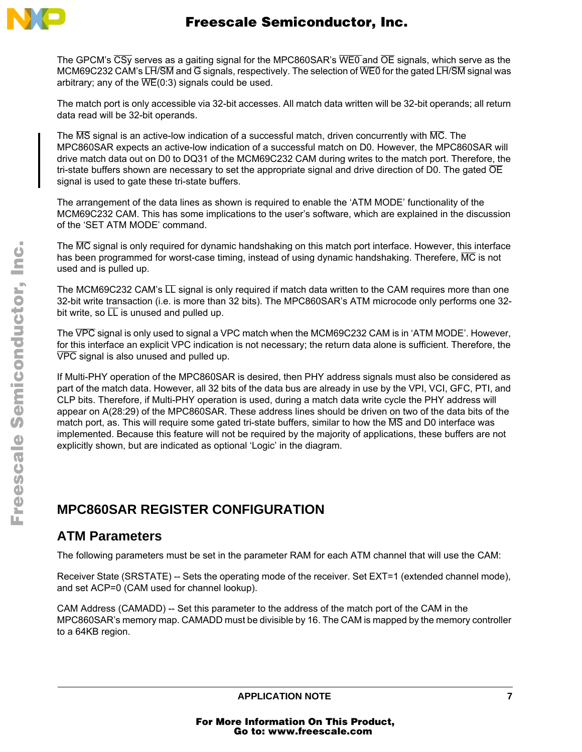The GPCM's $\overline{CSy}$ serves as a gaiting signal for the MPC860SAR's $\overline{WE0}$ and $\overline{OE}$ signals, which serve as the MCM69C232 CAM's $\overline{LH/SM}$ and $\overline{G}$ signals, respectively. The selection of $\overline{WE0}$ for the gated $\overline{LH/SM}$ signal was arbitrary; any of the $\overline{WE}$(0:3) signals could be used.

The match port is only accessible via 32-bit accesses. All match data written will be 32-bit operands; all return data read will be 32-bit operands.

The $\overline{MS}$ signal is an active-low indication of a successful match, driven concurrently with $\overline{MC}$. The MPC860SAR expects an active-low indication of a successful match on D0. However, the MPC860SAR will drive match data out on D0 to DQ31 of the MCM69C232 CAM during writes to the match port. Therefore, the tri-state buffers shown are necessary to set the appropriate signal and drive direction of D0. The gated $\overline{OE}$ signal is used to gate these tri-state buffers.

The arrangement of the data lines as shown is required to enable the 'ATM MODE' functionality of the MCM69C232 CAM. This has some implications to the user's software, which are explained in the discussion of the 'SET ATM MODE' command.

The $\overline{MC}$ signal is only required for dynamic handshaking on this match port interface. However, this interface has been programmed for worst-case timing, instead of using dynamic handshaking. Therefore, $\overline{MC}$ is not used and is pulled up.

The MCM69C232 CAM's $\overline{LL}$ signal is only required if match data written to the CAM requires more than one 32-bit write transaction (i.e. is more than 32 bits). The MPC860SAR's ATM microcode only performs one 32-bit write, so $\overline{LL}$ is unused and pulled up.

The $\overline{VPC}$ signal is only used to signal a VPC match when the MCM69C232 CAM is in 'ATM MODE'. However, for this interface an explicit VPC indication is not necessary; the return data alone is sufficient. Therefore, the $\overline{VPC}$ signal is also unused and pulled up.

If Multi-PHY operation of the MPC860SAR is desired, then PHY address signals must also be considered as part of the match data. However, all 32 bits of the data bus are already in use by the VPI, VCI, GFC, PTI, and CLP bits. Therefore, if Multi-PHY operation is used, during a match data write cycle the PHY address will appear on A(28:29) of the MPC860SAR. These address lines should be driven on two of the data bits of the match port, as. This will require some gated tri-state buffers, similar to how the $\overline{MS}$ and D0 interface was implemented. Because this feature will not be required by the majority of applications, these buffers are not explicitly shown, but are indicated as optional 'Logic' in the diagram.

## MPC860SAR REGISTER CONFIGURATION

### ATM Parameters

The following parameters must be set in the parameter RAM for each ATM channel that will use the CAM:

Receiver State (SRSTATE) -- Sets the operating mode of the receiver. Set EXT=1 (extended channel mode), and set ACP=0 (CAM used for channel lookup).

CAM Address (CAMADD) -- Set this parameter to the address of the match port of the CAM in the MPC860SAR's memory map. CAMADD must be divisible by 16. The CAM is mapped by the memory controller to a 64KB region.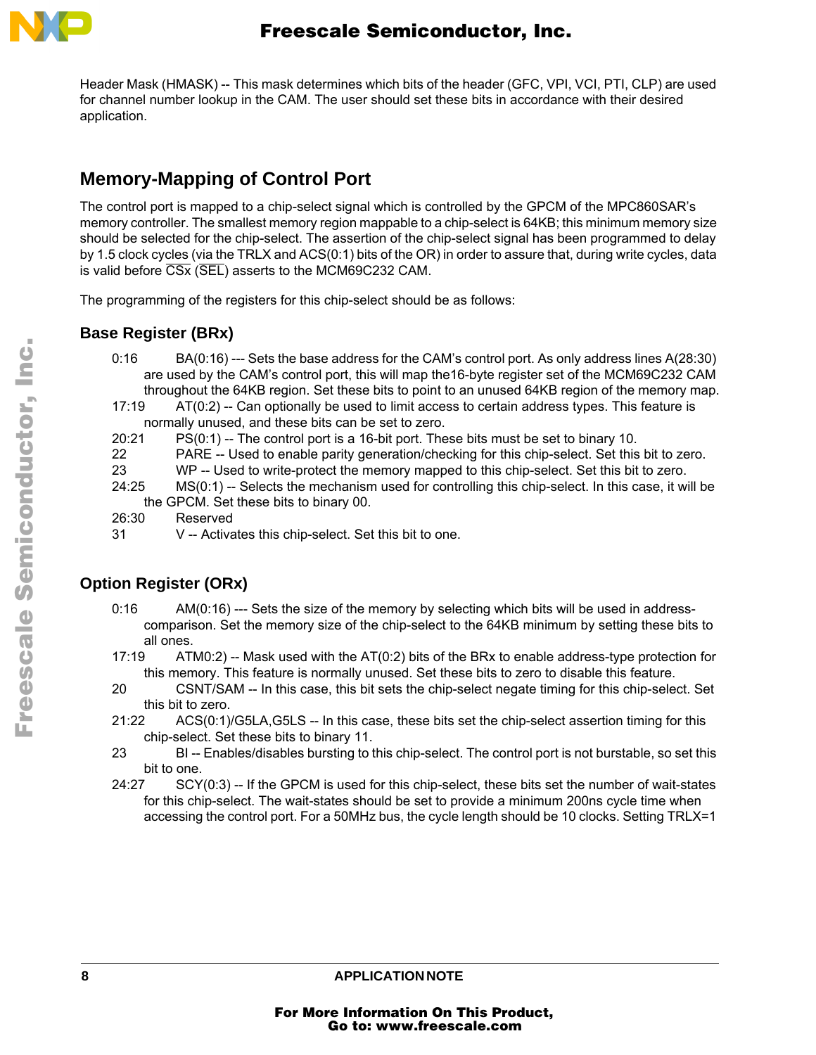Header Mask (HMASK) -- This mask determines which bits of the header (GFC, VPI, VCI, PTI, CLP) are used for channel number lookup in the CAM. The user should set these bits in accordance with their desired application.

## Memory-Mapping of Control Port

The control port is mapped to a chip-select signal which is controlled by the GPCM of the MPC860SAR's memory controller. The smallest memory region mappable to a chip-select is 64KB; this minimum memory size should be selected for the chip-select. The assertion of the chip-select signal has been programmed to delay by 1.5 clock cycles (via the TRLX and ACS(0:1) bits of the OR) in order to assure that, during write cycles, data is valid before $\overline{\text{CSx}}$ ($\overline{\text{SEL}}$) asserts to the MCM69C232 CAM.

The programming of the registers for this chip-select should be as follows:

### Base Register (BRx)

- 0:16 BA(0:16) --- Sets the base address for the CAM's control port. As only address lines A(28:30) are used by the CAM's control port, this will map the16-byte register set of the MCM69C232 CAM throughout the 64KB region. Set these bits to point to an unused 64KB region of the memory map.
- 17:19 AT(0:2) -- Can optionally be used to limit access to certain address types. This feature is normally unused, and these bits can be set to zero.
- 20:21 PS(0:1) -- The control port is a 16-bit port. These bits must be set to binary 10.
- 22 PARE -- Used to enable parity generation/checking for this chip-select. Set this bit to zero.
- 23 WP -- Used to write-protect the memory mapped to this chip-select. Set this bit to zero.
- 24:25 MS(0:1) -- Selects the mechanism used for controlling this chip-select. In this case, it will be the GPCM. Set these bits to binary 00.
- 26:30 Reserved
- 31 V -- Activates this chip-select. Set this bit to one.

### Option Register (ORx)

- 0:16 AM(0:16) --- Sets the size of the memory by selecting which bits will be used in address-comparison. Set the memory size of the chip-select to the 64KB minimum by setting these bits to all ones.
- 17:19 ATM0:2) -- Mask used with the AT(0:2) bits of the BRx to enable address-type protection for this memory. This feature is normally unused. Set these bits to zero to disable this feature.
- 20 CSNT/SAM -- In this case, this bit sets the chip-select negate timing for this chip-select. Set this bit to zero.
- 21:22 ACS(0:1)/G5LA,G5LS -- In this case, these bits set the chip-select assertion timing for this chip-select. Set these bits to binary 11.
- 23 BI -- Enables/disables bursting to this chip-select. The control port is not burstable, so set this bit to one.
- 24:27 SCY(0:3) -- If the GPCM is used for this chip-select, these bits set the number of wait-states for this chip-select. The wait-states should be set to provide a minimum 200ns cycle time when accessing the control port. For a 50MHz bus, the cycle length should be 10 clocks. Setting TRLX=1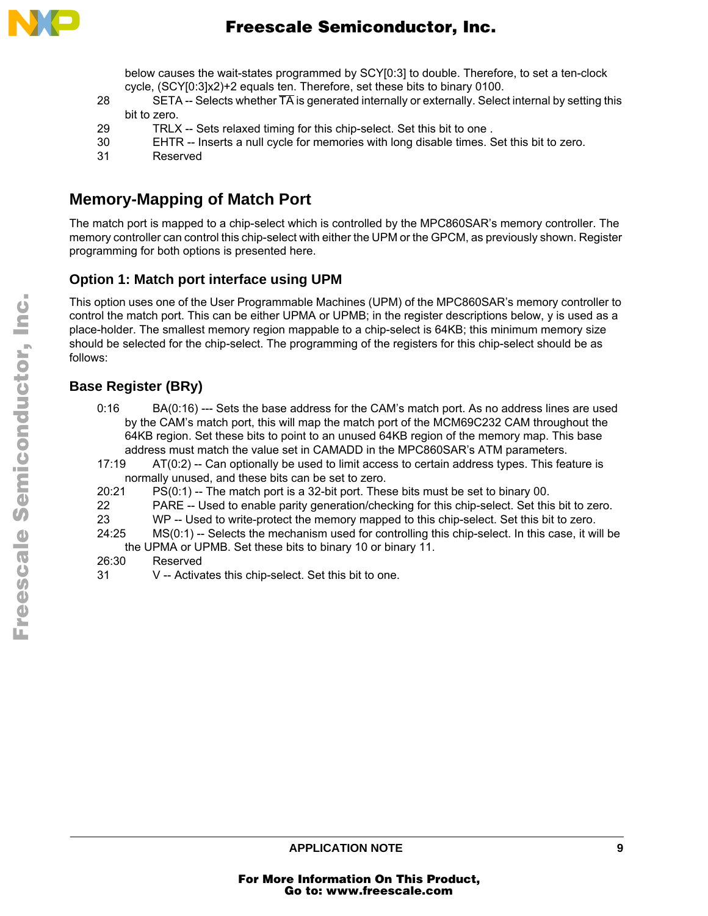below causes the wait-states programmed by SCY[0:3] to double. Therefore, to set a ten-clock cycle, (SCY[0:3]x2)+2 equals ten. Therefore, set these bits to binary 0100.

28 SETA -- Selects whether $\overline{TA}$ is generated internally or externally. Select internal by setting this bit to zero.

29 TRLX -- Sets relaxed timing for this chip-select. Set this bit to one .

30 EHTR -- Inserts a null cycle for memories with long disable times. Set this bit to zero.

31 Reserved

## Memory-Mapping of Match Port

The match port is mapped to a chip-select which is controlled by the MPC860SAR's memory controller. The memory controller can control this chip-select with either the UPM or the GPCM, as previously shown. Register programming for both options is presented here.

### Option 1: Match port interface using UPM

This option uses one of the User Programmable Machines (UPM) of the MPC860SAR's memory controller to control the match port. This can be either UPMA or UPMB; in the register descriptions below, y is used as a place-holder. The smallest memory region mappable to a chip-select is 64KB; this minimum memory size should be selected for the chip-select. The programming of the registers for this chip-select should be as follows:

### Base Register (BRy)

0:16 BA(0:16) --- Sets the base address for the CAM's match port. As no address lines are used by the CAM's match port, this will map the match port of the MCM69C232 CAM throughout the 64KB region. Set these bits to point to an unused 64KB region of the memory map. This base address must match the value set in CAMADD in the MPC860SAR's ATM parameters.

17:19 AT(0:2) -- Can optionally be used to limit access to certain address types. This feature is normally unused, and these bits can be set to zero.

20:21 PS(0:1) -- The match port is a 32-bit port. These bits must be set to binary 00.

22 PARE -- Used to enable parity generation/checking for this chip-select. Set this bit to zero.

23 WP -- Used to write-protect the memory mapped to this chip-select. Set this bit to zero.

24:25 MS(0:1) -- Selects the mechanism used for controlling this chip-select. In this case, it will be the UPMA or UPMB. Set these bits to binary 10 or binary 11.

26:30 Reserved

31 V -- Activates this chip-select. Set this bit to one.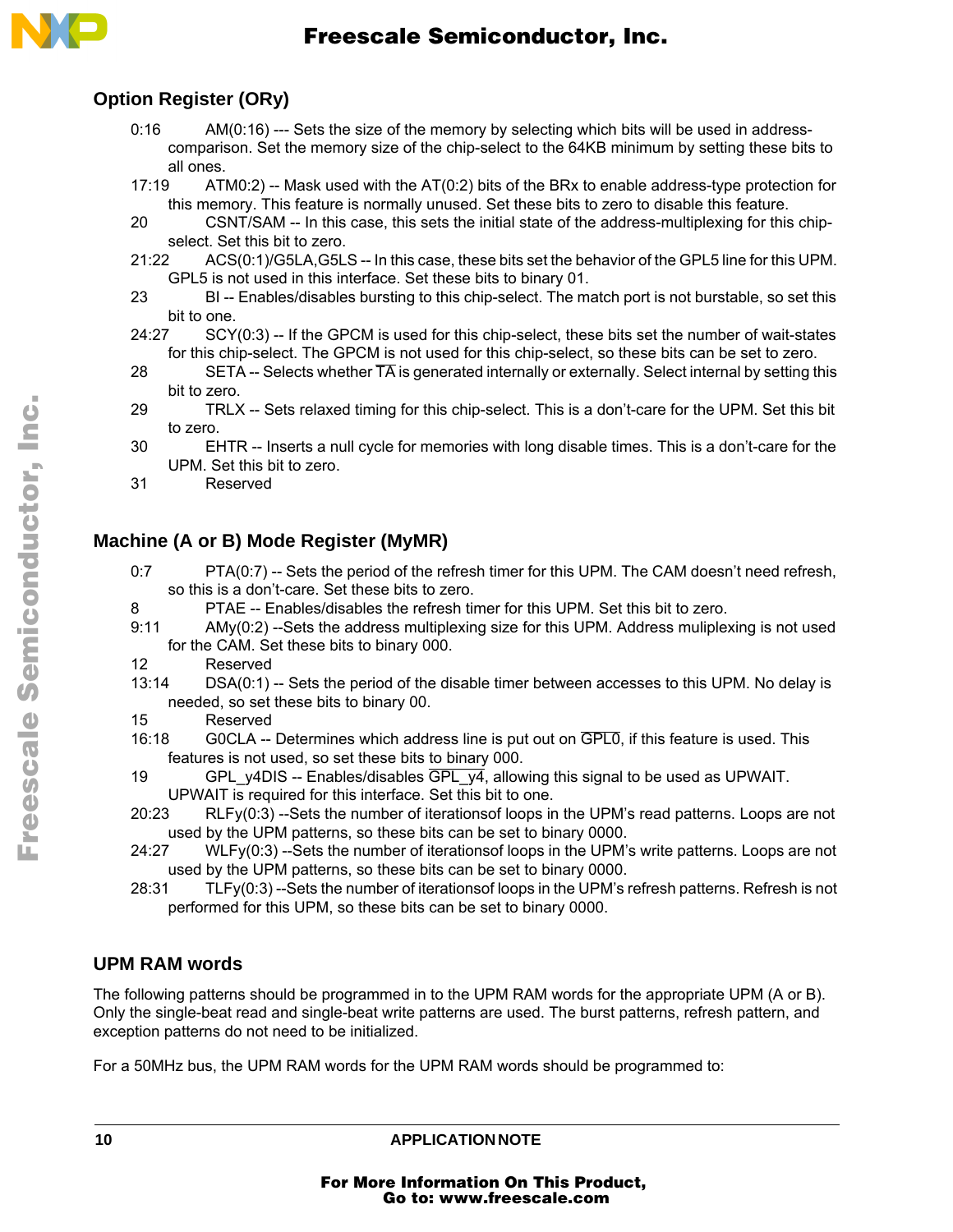## Option Register (ORy)

0:16 AM(0:16) --- Sets the size of the memory by selecting which bits will be used in address-comparison. Set the memory size of the chip-select to the 64KB minimum by setting these bits to all ones.

17:19 ATM0:2) -- Mask used with the AT(0:2) bits of the BRx to enable address-type protection for this memory. This feature is normally unused. Set these bits to zero to disable this feature.

20 CSNT/SAM -- In this case, this sets the initial state of the address-multiplexing for this chip-select. Set this bit to zero.

21:22 ACS(0:1)/G5LA,G5LS -- In this case, these bits set the behavior of the GPL5 line for this UPM. GPL5 is not used in this interface. Set these bits to binary 01.

23 BI -- Enables/disables bursting to this chip-select. The match port is not burstable, so set this bit to one.

24:27 SCY(0:3) -- If the GPCM is used for this chip-select, these bits set the number of wait-states for this chip-select. The GPCM is not used for this chip-select, so these bits can be set to zero.

28 SETA -- Selects whether $\overline{\text{TA}}$ is generated internally or externally. Select internal by setting this bit to zero.

29 TRLX -- Sets relaxed timing for this chip-select. This is a don't-care for the UPM. Set this bit to zero.

30 EHTR -- Inserts a null cycle for memories with long disable times. This is a don't-care for the UPM. Set this bit to zero.

31 Reserved

## Machine (A or B) Mode Register (MyMR)

0:7 PTA(0:7) -- Sets the period of the refresh timer for this UPM. The CAM doesn't need refresh, so this is a don't-care. Set these bits to zero.

8 PTAE -- Enables/disables the refresh timer for this UPM. Set this bit to zero.

9:11 AMy(0:2) --Sets the address multiplexing size for this UPM. Address muliplexing is not used for the CAM. Set these bits to binary 000.

12 Reserved

13:14 DSA(0:1) -- Sets the period of the disable timer between accesses to this UPM. No delay is needed, so set these bits to binary 00.

15 Reserved

16:18 G0CLA -- Determines which address line is put out on $\overline{\text{GPL0}}$, if this feature is used. This features is not used, so set these bits to binary 000.

19 GPL_y4DIS -- Enables/disables $\overline{\text{GPL\_y4}}$, allowing this signal to be used as UPWAIT. UPWAIT is required for this interface. Set this bit to one.

20:23 RLFy(0:3) --Sets the number of iterationsof loops in the UPM's read patterns. Loops are not used by the UPM patterns, so these bits can be set to binary 0000.

24:27 WLFy(0:3) --Sets the number of iterationsof loops in the UPM's write patterns. Loops are not used by the UPM patterns, so these bits can be set to binary 0000.

28:31 TLFy(0:3) --Sets the number of iterationsof loops in the UPM's refresh patterns. Refresh is not performed for this UPM, so these bits can be set to binary 0000.

## UPM RAM words

The following patterns should be programmed in to the UPM RAM words for the appropriate UPM (A or B). Only the single-beat read and single-beat write patterns are used. The burst patterns, refresh pattern, and exception patterns do not need to be initialized.

For a 50MHz bus, the UPM RAM words for the UPM RAM words should be programmed to: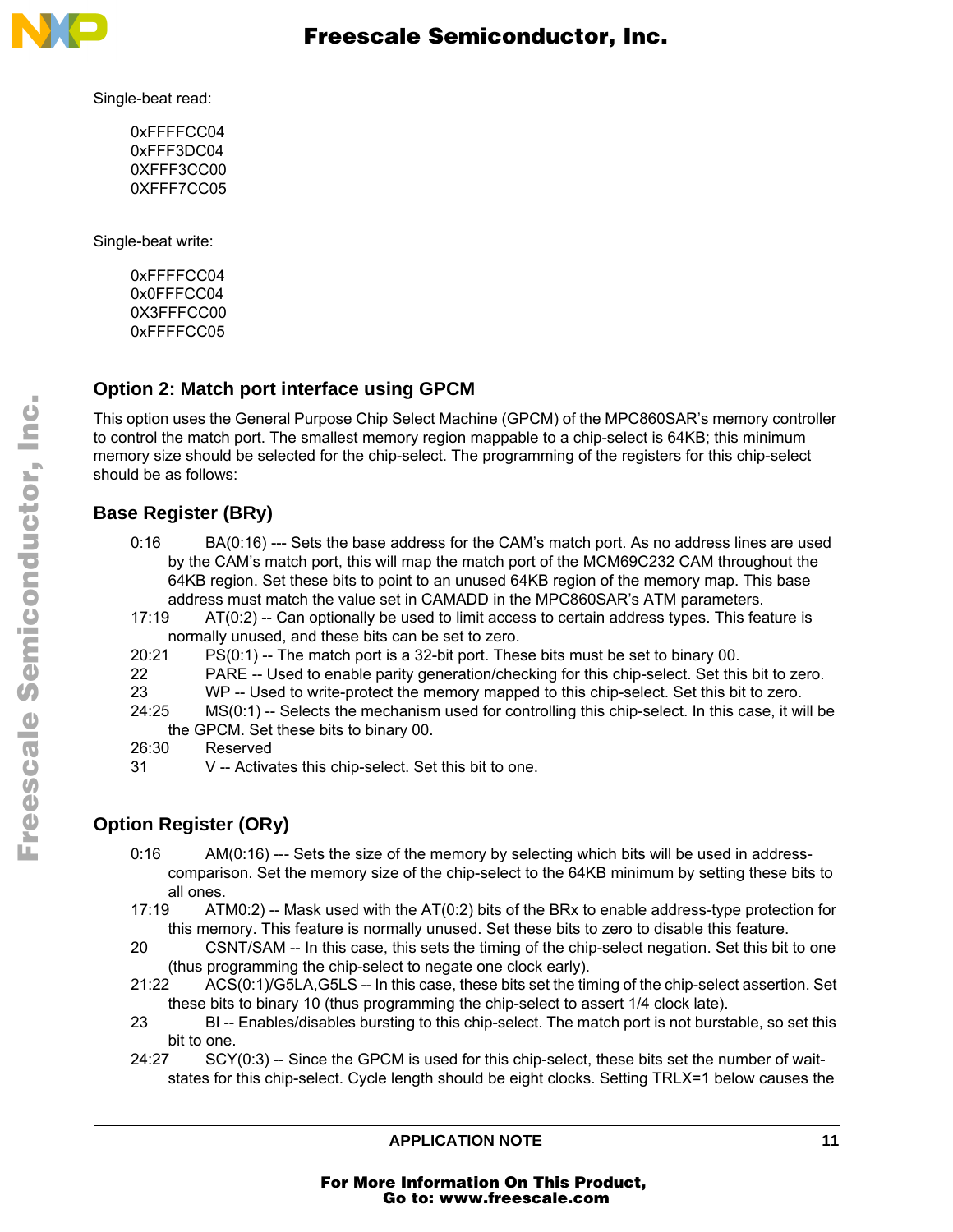Single-beat read:

```
0xFFFFCC04
0xFFF3DC04
0XFFF3CC00
0XFFF7CC05
```

Single-beat write:

```
0xFFFFCC04
0x0FFFCC04
0X3FFFCC00
0xFFFFCC05
```

## Option 2: Match port interface using GPCM

This option uses the General Purpose Chip Select Machine (GPCM) of the MPC860SAR's memory controller to control the match port. The smallest memory region mappable to a chip-select is 64KB; this minimum memory size should be selected for the chip-select. The programming of the registers for this chip-select should be as follows:

### Base Register (BRy)

- 0:16 BA(0:16) --- Sets the base address for the CAM's match port. As no address lines are used by the CAM's match port, this will map the match port of the MCM69C232 CAM throughout the 64KB region. Set these bits to point to an unused 64KB region of the memory map. This base address must match the value set in CAMADD in the MPC860SAR's ATM parameters.
- 17:19 AT(0:2) -- Can optionally be used to limit access to certain address types. This feature is normally unused, and these bits can be set to zero.
- 20:21 PS(0:1) -- The match port is a 32-bit port. These bits must be set to binary 00.
- 22 PARE -- Used to enable parity generation/checking for this chip-select. Set this bit to zero.
- 23 WP -- Used to write-protect the memory mapped to this chip-select. Set this bit to zero.
- 24:25 MS(0:1) -- Selects the mechanism used for controlling this chip-select. In this case, it will be the GPCM. Set these bits to binary 00.
- 26:30 Reserved
- 31 V -- Activates this chip-select. Set this bit to one.

### Option Register (ORy)

- 0:16 AM(0:16) --- Sets the size of the memory by selecting which bits will be used in address-comparison. Set the memory size of the chip-select to the 64KB minimum by setting these bits to all ones.
- 17:19 ATM0:2) -- Mask used with the AT(0:2) bits of the BRx to enable address-type protection for this memory. This feature is normally unused. Set these bits to zero to disable this feature.
- 20 CSNT/SAM -- In this case, this sets the timing of the chip-select negation. Set this bit to one (thus programming the chip-select to negate one clock early).
- 21:22 ACS(0:1)/G5LA,G5LS -- In this case, these bits set the timing of the chip-select assertion. Set these bits to binary 10 (thus programming the chip-select to assert 1/4 clock late).
- 23 BI -- Enables/disables bursting to this chip-select. The match port is not burstable, so set this bit to one.
- 24:27 SCY(0:3) -- Since the GPCM is used for this chip-select, these bits set the number of wait-states for this chip-select. Cycle length should be eight clocks. Setting TRLX=1 below causes the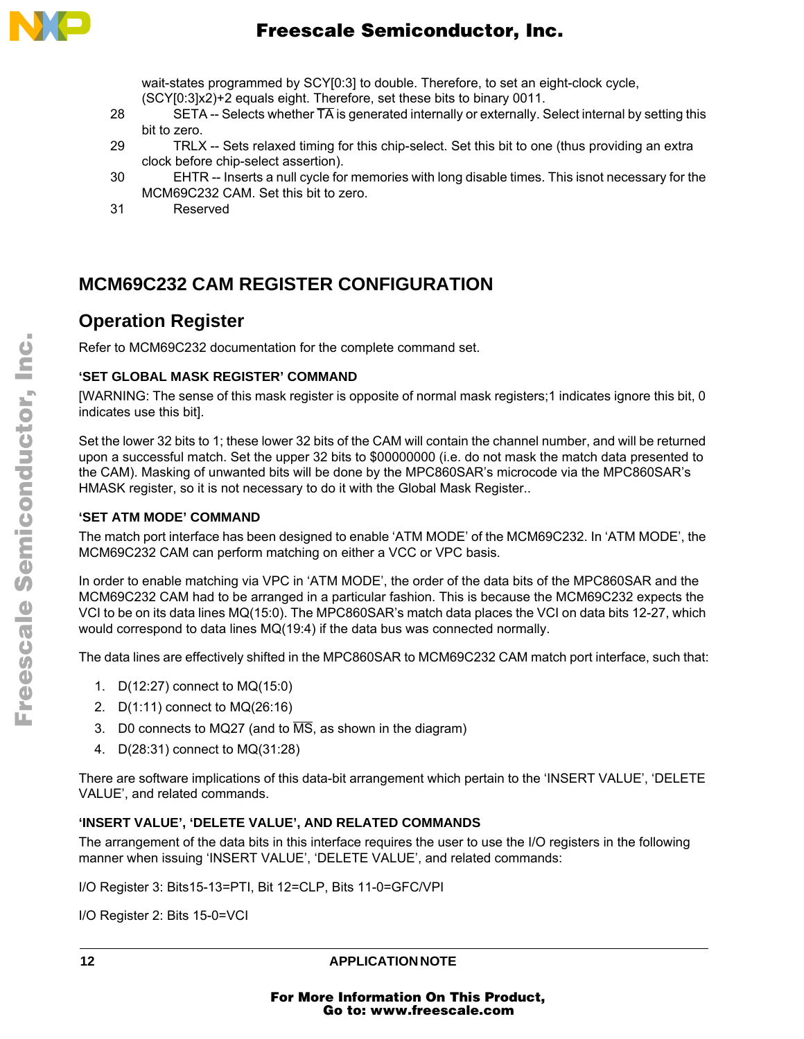wait-states programmed by SCY[0:3] to double. Therefore, to set an eight-clock cycle, (SCY[0:3]x2)+2 equals eight. Therefore, set these bits to binary 0011.

28 SETA -- Selects whether $\overline{TA}$ is generated internally or externally. Select internal by setting this bit to zero.

29 TRLX -- Sets relaxed timing for this chip-select. Set this bit to one (thus providing an extra clock before chip-select assertion).

30 EHTR -- Inserts a null cycle for memories with long disable times. This isnot necessary for the MCM69C232 CAM. Set this bit to zero.

31 Reserved

## MCM69C232 CAM REGISTER CONFIGURATION

### Operation Register

Refer to MCM69C232 documentation for the complete command set.

#### 'SET GLOBAL MASK REGISTER' COMMAND

[WARNING: The sense of this mask register is opposite of normal mask registers;1 indicates ignore this bit, 0 indicates use this bit].

Set the lower 32 bits to 1; these lower 32 bits of the CAM will contain the channel number, and will be returned upon a successful match. Set the upper 32 bits to $00000000 (i.e. do not mask the match data presented to the CAM). Masking of unwanted bits will be done by the MPC860SAR's microcode via the MPC860SAR's HMASK register, so it is not necessary to do it with the Global Mask Register..

#### 'SET ATM MODE' COMMAND

The match port interface has been designed to enable 'ATM MODE' of the MCM69C232. In 'ATM MODE', the MCM69C232 CAM can perform matching on either a VCC or VPC basis.

In order to enable matching via VPC in 'ATM MODE', the order of the data bits of the MPC860SAR and the MCM69C232 CAM had to be arranged in a particular fashion. This is because the MCM69C232 expects the VCI to be on its data lines MQ(15:0). The MPC860SAR's match data places the VCI on data bits 12-27, which would correspond to data lines MQ(19:4) if the data bus was connected normally.

The data lines are effectively shifted in the MPC860SAR to MCM69C232 CAM match port interface, such that:

1. D(12:27) connect to MQ(15:0)
2. D(1:11) connect to MQ(26:16)
3. D0 connects to MQ27 (and to $\overline{MS}$, as shown in the diagram)
4. D(28:31) connect to MQ(31:28)

There are software implications of this data-bit arrangement which pertain to the 'INSERT VALUE', 'DELETE VALUE', and related commands.

#### 'INSERT VALUE', 'DELETE VALUE', AND RELATED COMMANDS

The arrangement of the data bits in this interface requires the user to use the I/O registers in the following manner when issuing 'INSERT VALUE', 'DELETE VALUE', and related commands:

I/O Register 3: Bits15-13=PTI, Bit 12=CLP, Bits 11-0=GFC/VPI

I/O Register 2: Bits 15-0=VCI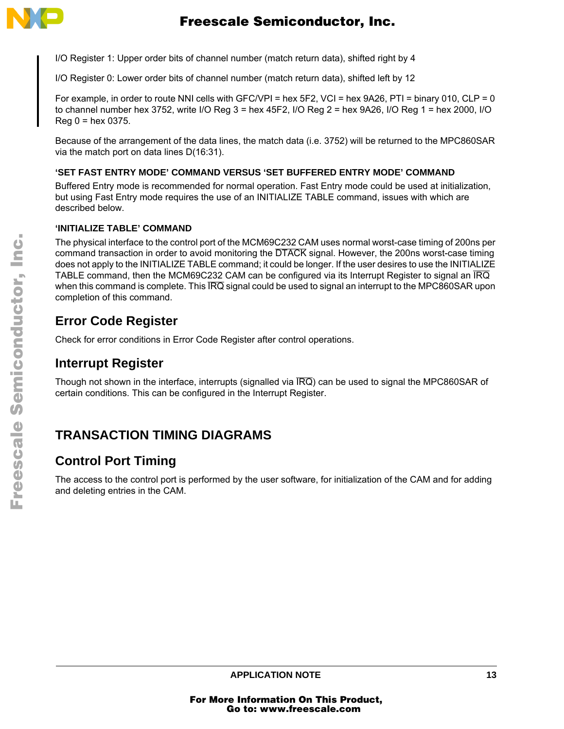I/O Register 1: Upper order bits of channel number (match return data), shifted right by 4

I/O Register 0: Lower order bits of channel number (match return data), shifted left by 12

For example, in order to route NNI cells with GFC/VPI = hex 5F2, VCI = hex 9A26, PTI = binary 010, CLP = 0 to channel number hex 3752, write I/O Reg 3 = hex 45F2, I/O Reg 2 = hex 9A26, I/O Reg 1 = hex 2000, I/O Reg 0 = hex 0375.

Because of the arrangement of the data lines, the match data (i.e. 3752) will be returned to the MPC860SAR via the match port on data lines D(16:31).

#### 'SET FAST ENTRY MODE' COMMAND VERSUS 'SET BUFFERED ENTRY MODE' COMMAND

Buffered Entry mode is recommended for normal operation. Fast Entry mode could be used at initialization, but using Fast Entry mode requires the use of an INITIALIZE TABLE command, issues with which are described below.

#### 'INITIALIZE TABLE' COMMAND

The physical interface to the control port of the MCM69C232 CAM uses normal worst-case timing of 200ns per command transaction in order to avoid monitoring the $\overline{\text{DTACK}}$ signal. However, the 200ns worst-case timing does not apply to the INITIALIZE TABLE command; it could be longer. If the user desires to use the INITIALIZE TABLE command, then the MCM69C232 CAM can be configured via its Interrupt Register to signal an $\overline{\text{IRQ}}$ when this command is complete. This $\overline{\text{IRQ}}$ signal could be used to signal an interrupt to the MPC860SAR upon completion of this command.

### Error Code Register

Check for error conditions in Error Code Register after control operations.

### Interrupt Register

Though not shown in the interface, interrupts (signalled via $\overline{\text{IRQ}}$) can be used to signal the MPC860SAR of certain conditions. This can be configured in the Interrupt Register.

## TRANSACTION TIMING DIAGRAMS

### Control Port Timing

The access to the control port is performed by the user software, for initialization of the CAM and for adding and deleting entries in the CAM.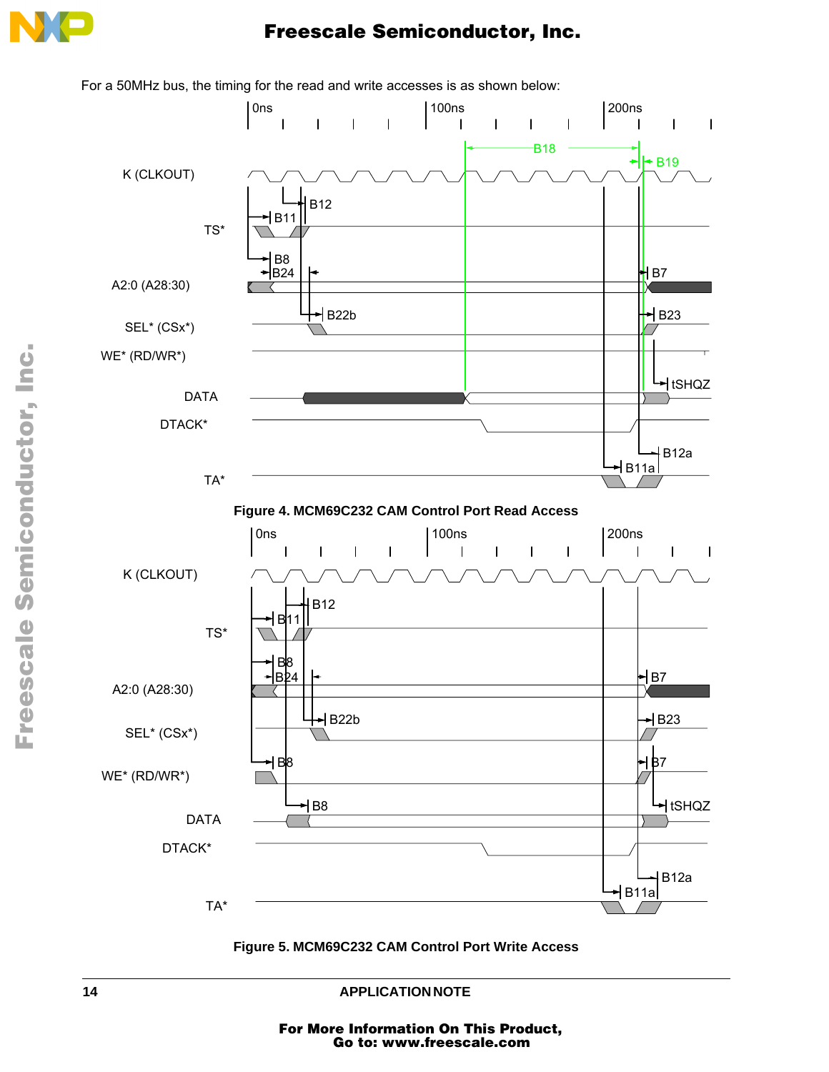For a 50MHz bus, the timing for the read and write accesses is as shown below:

**Figure 4. MCM69C232 CAM Control Port Read Access**

**Figure 5. MCM69C232 CAM Control Port Write Access**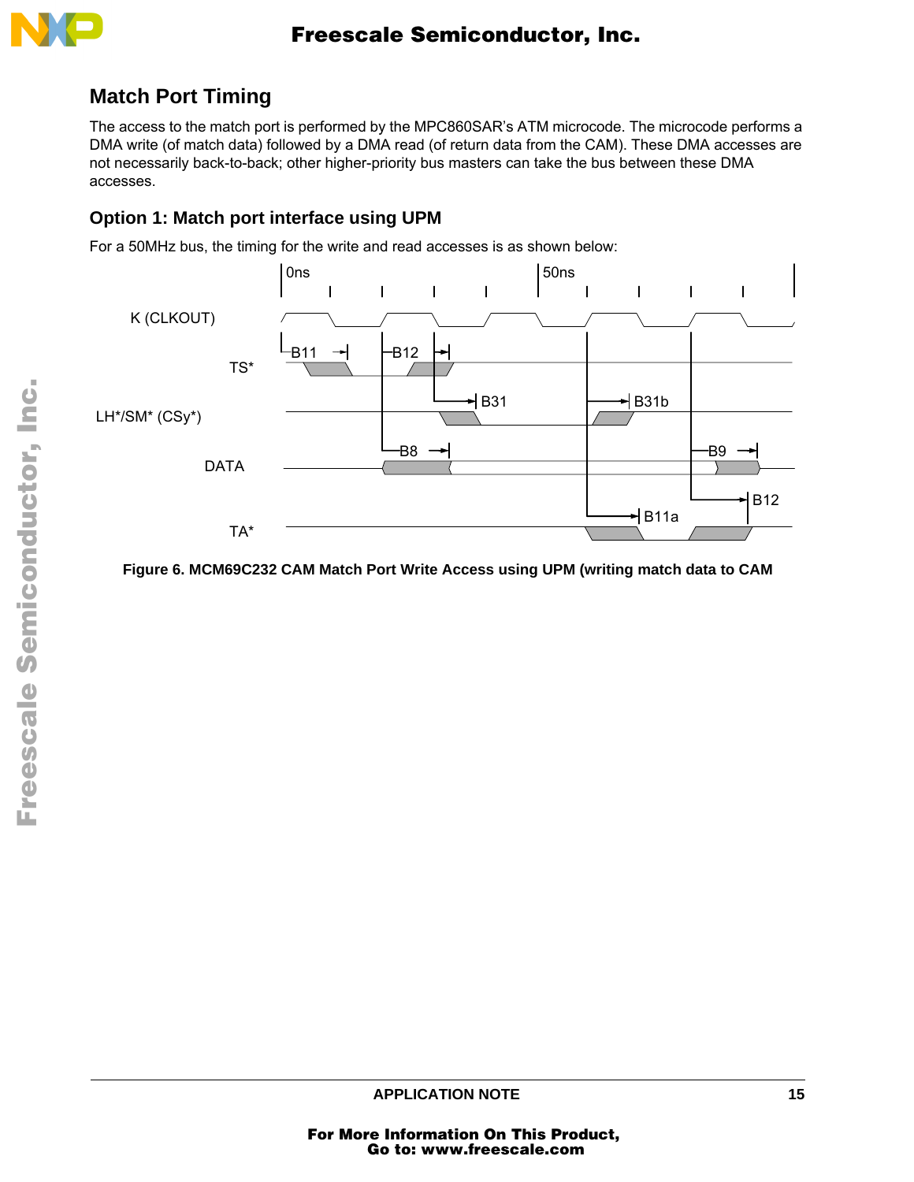## Match Port Timing

The access to the match port is performed by the MPC860SAR's ATM microcode. The microcode performs a DMA write (of match data) followed by a DMA read (of return data from the CAM). These DMA accesses are not necessarily back-to-back; other higher-priority bus masters can take the bus between these DMA accesses.

### Option 1: Match port interface using UPM

For a 50MHz bus, the timing for the write and read accesses is as shown below:

Figure 6. MCM69C232 CAM Match Port Write Access using UPM (writing match data to CAM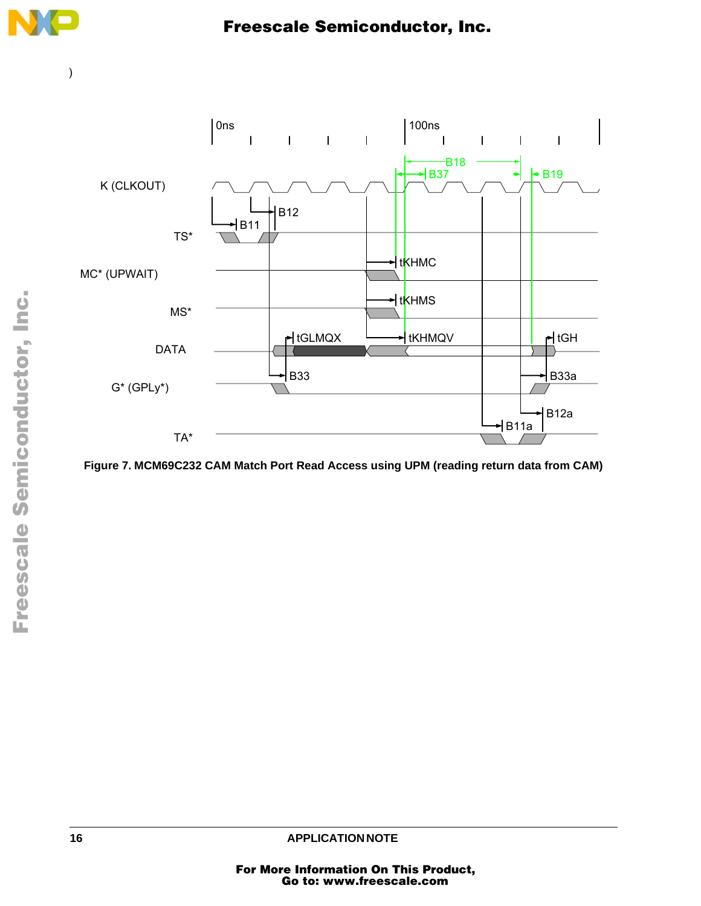)

Figure 7. MCM69C232 CAM Match Port Read Access using UPM (reading return data from CAM)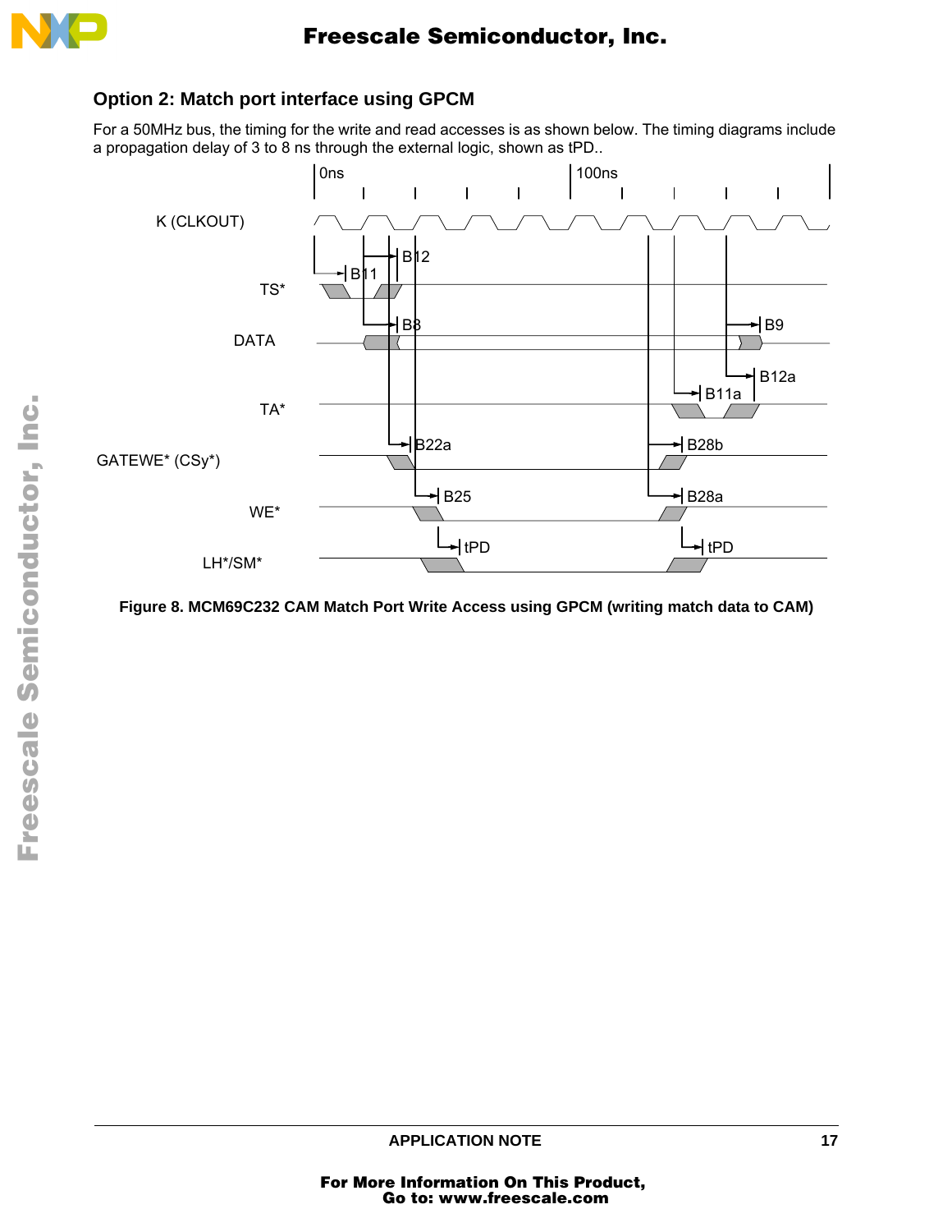### Option 2: Match port interface using GPCM

For a 50MHz bus, the timing for the write and read accesses is as shown below. The timing diagrams include a propagation delay of 3 to 8 ns through the external logic, shown as tPD..

Figure 8. MCM69C232 CAM Match Port Write Access using GPCM (writing match data to CAM)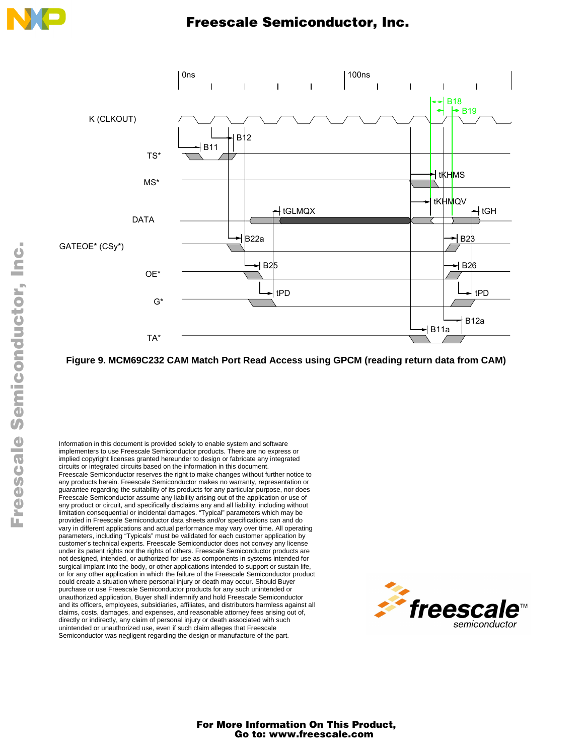0ns
100ns

B18
B19

K (CLKOUT)

B11
B12

TS*

tKHMS

MS*

tKHMQV
tGLMQX
tGH

DATA

B22a
B23

GATEOE* (CSy*)

B25
B26

OE*

tPD
tPD

G*

B12a
B11a

TA*

**Figure 9. MCM69C232 CAM Match Port Read Access using GPCM (reading return data from CAM)**

Information in this document is provided solely to enable system and software implementers to use Freescale Semiconductor products. There are no express or implied copyright licenses granted hereunder to design or fabricate any integrated circuits or integrated circuits based on the information in this document.

Freescale Semiconductor reserves the right to make changes without further notice to any products herein. Freescale Semiconductor makes no warranty, representation or guarantee regarding the suitability of its products for any particular purpose, nor does Freescale Semiconductor assume any liability arising out of the application or use of any product or circuit, and specifically disclaims any and all liability, including without limitation consequential or incidental damages. "Typical" parameters which may be provided in Freescale Semiconductor data sheets and/or specifications can and do vary in different applications and actual performance may vary over time. All operating parameters, including "Typicals" must be validated for each customer application by customer's technical experts. Freescale Semiconductor does not convey any license under its patent rights nor the rights of others. Freescale Semiconductor products are not designed, intended, or authorized for use as components in systems intended for surgical implant into the body, or other applications intended to support or sustain life, or for any other application in which the failure of the Freescale Semiconductor product could create a situation where personal injury or death may occur. Should Buyer purchase or use Freescale Semiconductor products for any such unintended or unauthorized application, Buyer shall indemnify and hold Freescale Semiconductor and its officers, employees, subsidiaries, affiliates, and distributors harmless against all claims, costs, damages, and expenses, and reasonable attorney fees arising out of, directly or indirectly, any claim of personal injury or death associated with such unintended or unauthorized use, even if such claim alleges that Freescale Semiconductor was negligent regarding the design or manufacture of the part.

freescale™ semiconductor